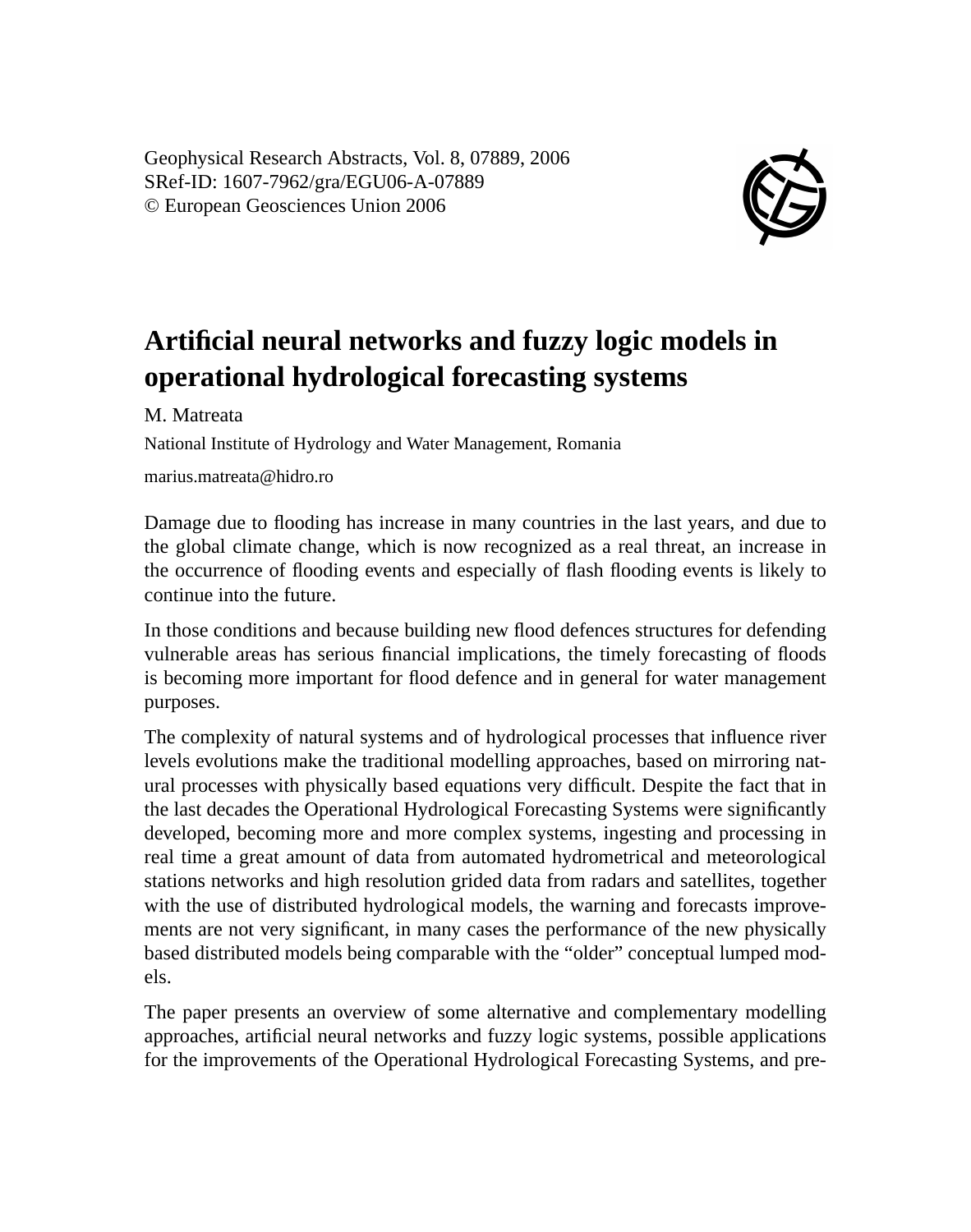Geophysical Research Abstracts, Vol. 8, 07889, 2006
SRef-ID: 1607-7962/gra/EGU06-A-07889
© European Geosciences Union 2006

# Artificial neural networks and fuzzy logic models in operational hydrological forecasting systems

M. Matreata

National Institute of Hydrology and Water Management, Romania

marius.matreata@hidro.ro

Damage due to flooding has increase in many countries in the last years, and due to the global climate change, which is now recognized as a real threat, an increase in the occurrence of flooding events and especially of flash flooding events is likely to continue into the future.

In those conditions and because building new flood defences structures for defending vulnerable areas has serious financial implications, the timely forecasting of floods is becoming more important for flood defence and in general for water management purposes.

The complexity of natural systems and of hydrological processes that influence river levels evolutions make the traditional modelling approaches, based on mirroring natural processes with physically based equations very difficult. Despite the fact that in the last decades the Operational Hydrological Forecasting Systems were significantly developed, becoming more and more complex systems, ingesting and processing in real time a great amount of data from automated hydrometrical and meteorological stations networks and high resolution grided data from radars and satellites, together with the use of distributed hydrological models, the warning and forecasts improvements are not very significant, in many cases the performance of the new physically based distributed models being comparable with the "older" conceptual lumped models.

The paper presents an overview of some alternative and complementary modelling approaches, artificial neural networks and fuzzy logic systems, possible applications for the improvements of the Operational Hydrological Forecasting Systems, and pre-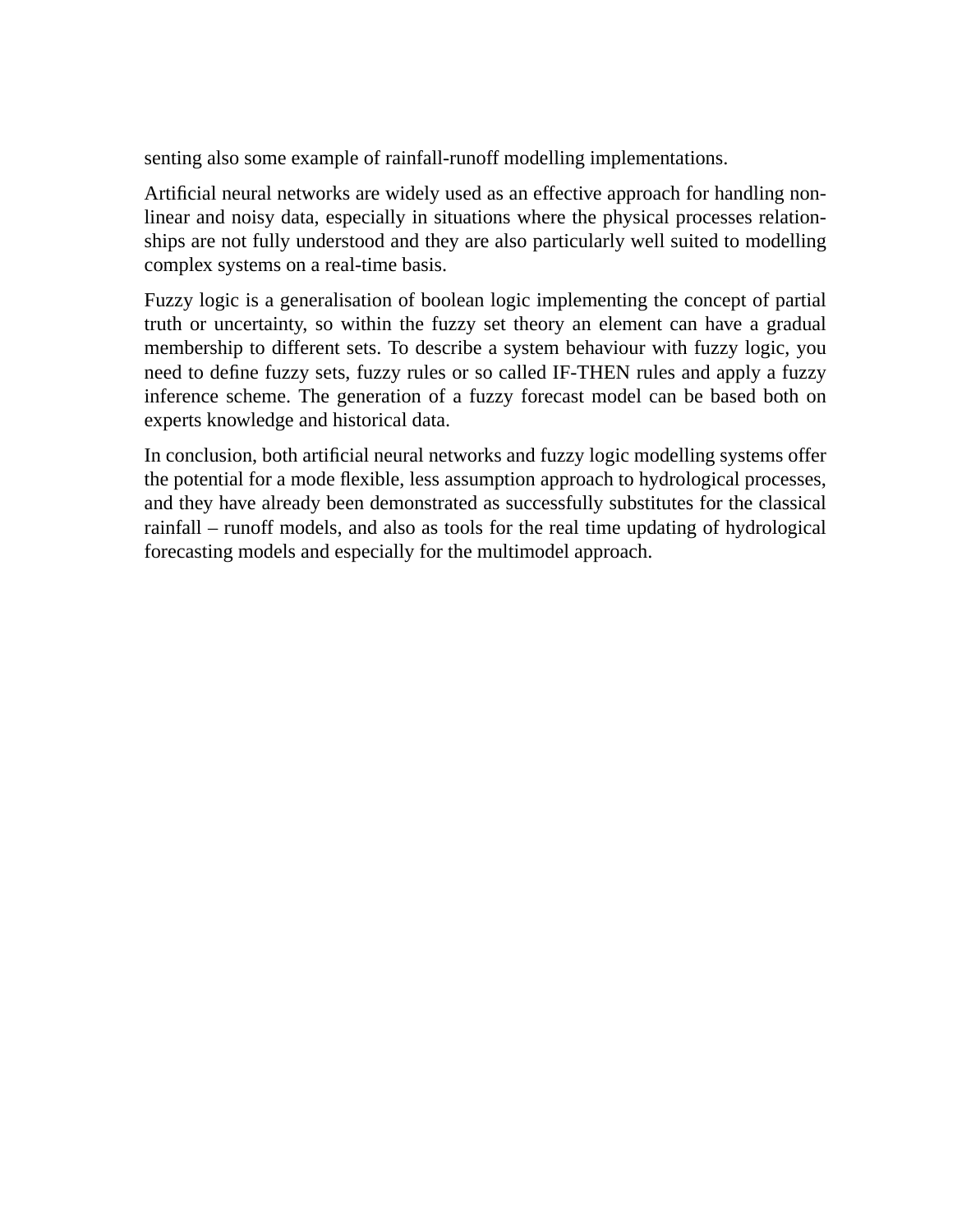senting also some example of rainfall-runoff modelling implementations.

Artificial neural networks are widely used as an effective approach for handling non-linear and noisy data, especially in situations where the physical processes relationships are not fully understood and they are also particularly well suited to modelling complex systems on a real-time basis.

Fuzzy logic is a generalisation of boolean logic implementing the concept of partial truth or uncertainty, so within the fuzzy set theory an element can have a gradual membership to different sets. To describe a system behaviour with fuzzy logic, you need to define fuzzy sets, fuzzy rules or so called IF-THEN rules and apply a fuzzy inference scheme. The generation of a fuzzy forecast model can be based both on experts knowledge and historical data.

In conclusion, both artificial neural networks and fuzzy logic modelling systems offer the potential for a mode flexible, less assumption approach to hydrological processes, and they have already been demonstrated as successfully substitutes for the classical rainfall – runoff models, and also as tools for the real time updating of hydrological forecasting models and especially for the multimodel approach.